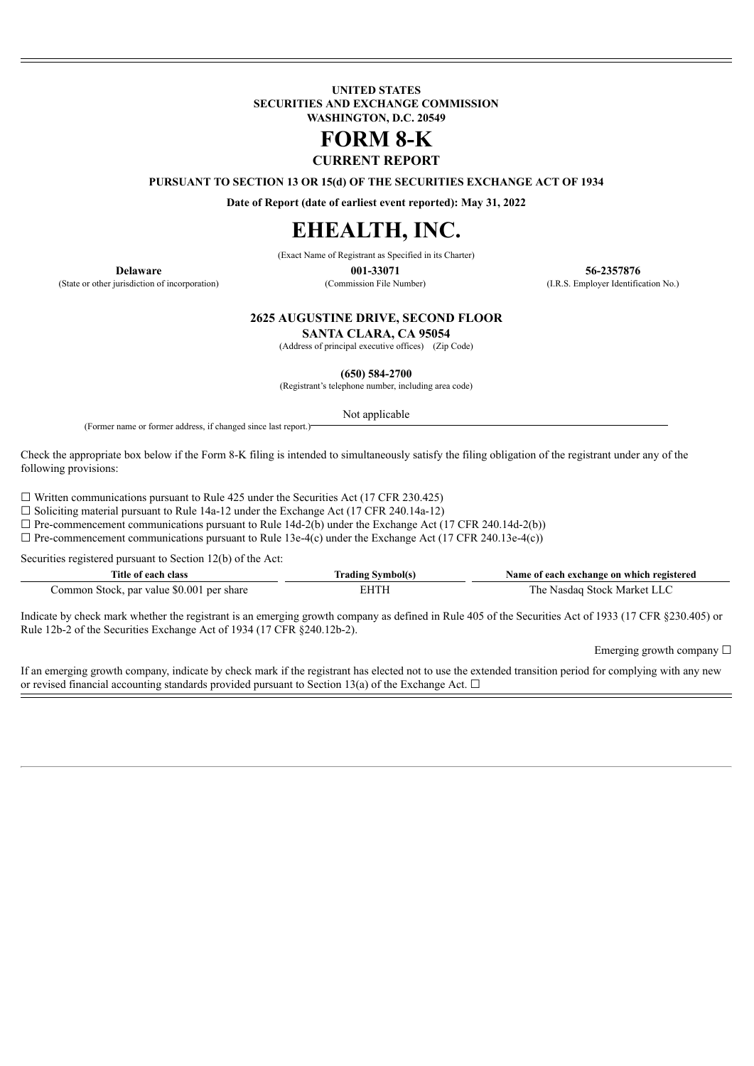**UNITED STATES**
**SECURITIES AND EXCHANGE COMMISSION**
**WASHINGTON, D.C. 20549**

# FORM 8-K

## CURRENT REPORT

**PURSUANT TO SECTION 13 OR 15(d) OF THE SECURITIES EXCHANGE ACT OF 1934**

**Date of Report (date of earliest event reported): May 31, 2022**

# EHEALTH, INC.

(Exact Name of Registrant as Specified in its Charter)

| **Delaware** | **001-33071** | **56-2357876** |
|---|---|---|
| (State or other jurisdiction of incorporation) | (Commission File Number) | (I.R.S. Employer Identification No.) |

**2625 AUGUSTINE DRIVE, SECOND FLOOR**
**SANTA CLARA, CA 95054**
(Address of principal executive offices) (Zip Code)

**(650) 584-2700**
(Registrant's telephone number, including area code)

Not applicable
(Former name or former address, if changed since last report.)

Check the appropriate box below if the Form 8-K filing is intended to simultaneously satisfy the filing obligation of the registrant under any of the following provisions:

☐ Written communications pursuant to Rule 425 under the Securities Act (17 CFR 230.425)
☐ Soliciting material pursuant to Rule 14a-12 under the Exchange Act (17 CFR 240.14a-12)
☐ Pre-commencement communications pursuant to Rule 14d-2(b) under the Exchange Act (17 CFR 240.14d-2(b))
☐ Pre-commencement communications pursuant to Rule 13e-4(c) under the Exchange Act (17 CFR 240.13e-4(c))

Securities registered pursuant to Section 12(b) of the Act:

| Title of each class | Trading Symbol(s) | Name of each exchange on which registered |
|---|---|---|
| Common Stock, par value $0.001 per share | EHTH | The Nasdaq Stock Market LLC |

Indicate by check mark whether the registrant is an emerging growth company as defined in Rule 405 of the Securities Act of 1933 (17 CFR §230.405) or Rule 12b-2 of the Securities Exchange Act of 1934 (17 CFR §240.12b-2).

Emerging growth company ☐

If an emerging growth company, indicate by check mark if the registrant has elected not to use the extended transition period for complying with any new or revised financial accounting standards provided pursuant to Section 13(a) of the Exchange Act. ☐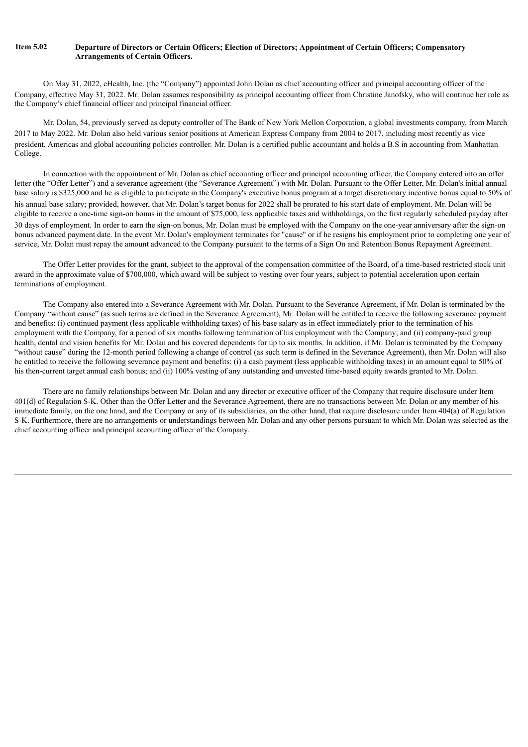**Item 5.02 Departure of Directors or Certain Officers; Election of Directors; Appointment of Certain Officers; Compensatory Arrangements of Certain Officers.**

On May 31, 2022, eHealth, Inc. (the "Company") appointed John Dolan as chief accounting officer and principal accounting officer of the Company, effective May 31, 2022. Mr. Dolan assumes responsibility as principal accounting officer from Christine Janofsky, who will continue her role as the Company's chief financial officer and principal financial officer.

Mr. Dolan, 54, previously served as deputy controller of The Bank of New York Mellon Corporation, a global investments company, from March 2017 to May 2022. Mr. Dolan also held various senior positions at American Express Company from 2004 to 2017, including most recently as vice president, Americas and global accounting policies controller. Mr. Dolan is a certified public accountant and holds a B.S in accounting from Manhattan College.

In connection with the appointment of Mr. Dolan as chief accounting officer and principal accounting officer, the Company entered into an offer letter (the "Offer Letter") and a severance agreement (the "Severance Agreement") with Mr. Dolan. Pursuant to the Offer Letter, Mr. Dolan's initial annual base salary is $325,000 and he is eligible to participate in the Company's executive bonus program at a target discretionary incentive bonus equal to 50% of his annual base salary; provided, however, that Mr. Dolan's target bonus for 2022 shall be prorated to his start date of employment. Mr. Dolan will be eligible to receive a one-time sign-on bonus in the amount of $75,000, less applicable taxes and withholdings, on the first regularly scheduled payday after 30 days of employment. In order to earn the sign-on bonus, Mr. Dolan must be employed with the Company on the one-year anniversary after the sign-on bonus advanced payment date. In the event Mr. Dolan's employment terminates for "cause" or if he resigns his employment prior to completing one year of service, Mr. Dolan must repay the amount advanced to the Company pursuant to the terms of a Sign On and Retention Bonus Repayment Agreement.

The Offer Letter provides for the grant, subject to the approval of the compensation committee of the Board, of a time-based restricted stock unit award in the approximate value of $700,000, which award will be subject to vesting over four years, subject to potential acceleration upon certain terminations of employment.

The Company also entered into a Severance Agreement with Mr. Dolan. Pursuant to the Severance Agreement, if Mr. Dolan is terminated by the Company "without cause" (as such terms are defined in the Severance Agreement), Mr. Dolan will be entitled to receive the following severance payment and benefits: (i) continued payment (less applicable withholding taxes) of his base salary as in effect immediately prior to the termination of his employment with the Company, for a period of six months following termination of his employment with the Company; and (ii) company-paid group health, dental and vision benefits for Mr. Dolan and his covered dependents for up to six months. In addition, if Mr. Dolan is terminated by the Company "without cause" during the 12-month period following a change of control (as such term is defined in the Severance Agreement), then Mr. Dolan will also be entitled to receive the following severance payment and benefits: (i) a cash payment (less applicable withholding taxes) in an amount equal to 50% of his then-current target annual cash bonus; and (ii) 100% vesting of any outstanding and unvested time-based equity awards granted to Mr. Dolan.

There are no family relationships between Mr. Dolan and any director or executive officer of the Company that require disclosure under Item 401(d) of Regulation S-K. Other than the Offer Letter and the Severance Agreement, there are no transactions between Mr. Dolan or any member of his immediate family, on the one hand, and the Company or any of its subsidiaries, on the other hand, that require disclosure under Item 404(a) of Regulation S-K. Furthermore, there are no arrangements or understandings between Mr. Dolan and any other persons pursuant to which Mr. Dolan was selected as the chief accounting officer and principal accounting officer of the Company.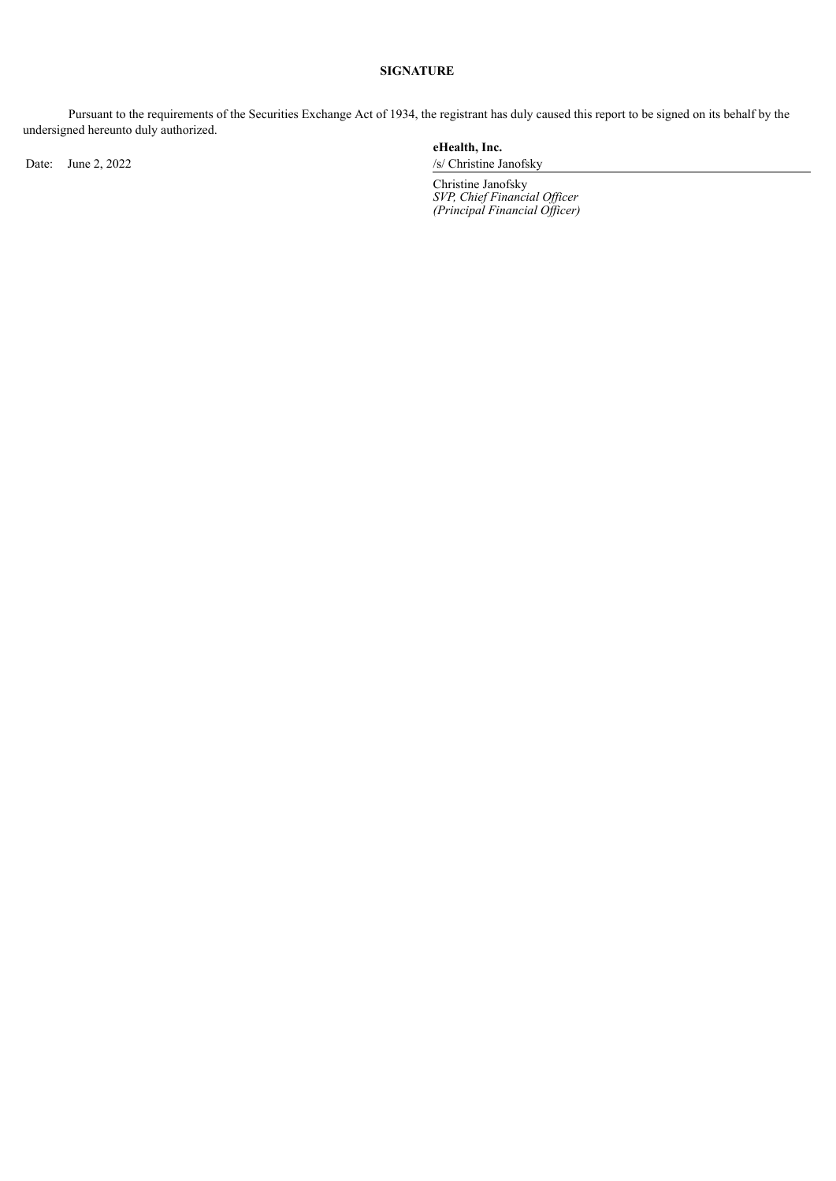**SIGNATURE**

Pursuant to the requirements of the Securities Exchange Act of 1934, the registrant has duly caused this report to be signed on its behalf by the undersigned hereunto duly authorized.

Date: June 2, 2022

**eHealth, Inc.**

/s/ Christine Janofsky

Christine Janofsky
*SVP, Chief Financial Officer*
*(Principal Financial Officer)*